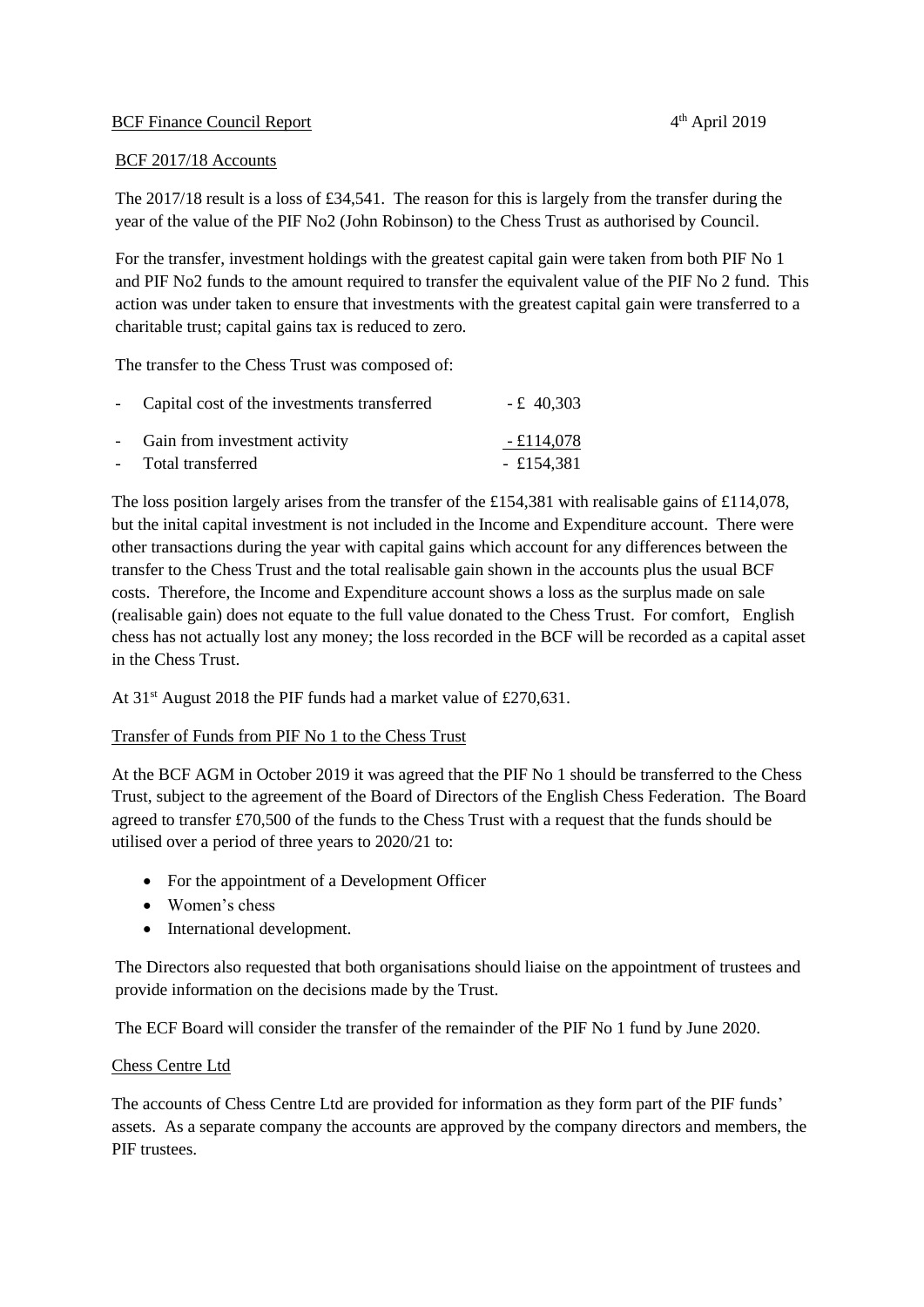BCF Finance Council Report 4th April 2019

BCF 2017/18 Accounts

The 2017/18 result is a loss of £34,541. The reason for this is largely from the transfer during the year of the value of the PIF No2 (John Robinson) to the Chess Trust as authorised by Council.

For the transfer, investment holdings with the greatest capital gain were taken from both PIF No 1 and PIF No2 funds to the amount required to transfer the equivalent value of the PIF No 2 fund. This action was under taken to ensure that investments with the greatest capital gain were transferred to a charitable trust; capital gains tax is reduced to zero.

The transfer to the Chess Trust was composed of:

| | |
|---|---|
| - Capital cost of the investments transferred | - £ 40,303 |
| - Gain from investment activity | - £114,078 |
| - Total transferred | - £154,381 |

The loss position largely arises from the transfer of the £154,381 with realisable gains of £114,078, but the inital capital investment is not included in the Income and Expenditure account. There were other transactions during the year with capital gains which account for any differences between the transfer to the Chess Trust and the total realisable gain shown in the accounts plus the usual BCF costs. Therefore, the Income and Expenditure account shows a loss as the surplus made on sale (realisable gain) does not equate to the full value donated to the Chess Trust. For comfort, English chess has not actually lost any money; the loss recorded in the BCF will be recorded as a capital asset in the Chess Trust.

At 31st August 2018 the PIF funds had a market value of £270,631.

Transfer of Funds from PIF No 1 to the Chess Trust

At the BCF AGM in October 2019 it was agreed that the PIF No 1 should be transferred to the Chess Trust, subject to the agreement of the Board of Directors of the English Chess Federation. The Board agreed to transfer £70,500 of the funds to the Chess Trust with a request that the funds should be utilised over a period of three years to 2020/21 to:

- For the appointment of a Development Officer
- Women's chess
- International development.

The Directors also requested that both organisations should liaise on the appointment of trustees and provide information on the decisions made by the Trust.

The ECF Board will consider the transfer of the remainder of the PIF No 1 fund by June 2020.

Chess Centre Ltd

The accounts of Chess Centre Ltd are provided for information as they form part of the PIF funds' assets. As a separate company the accounts are approved by the company directors and members, the PIF trustees.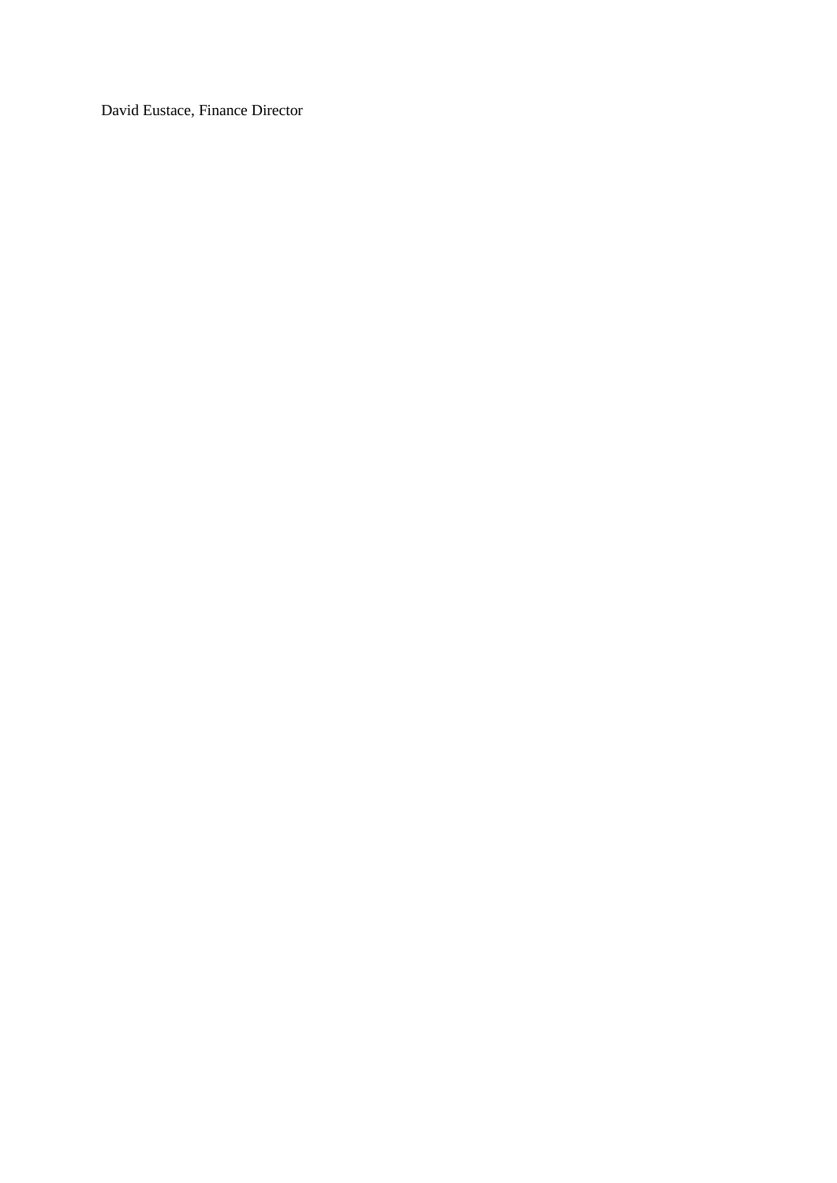David Eustace, Finance Director